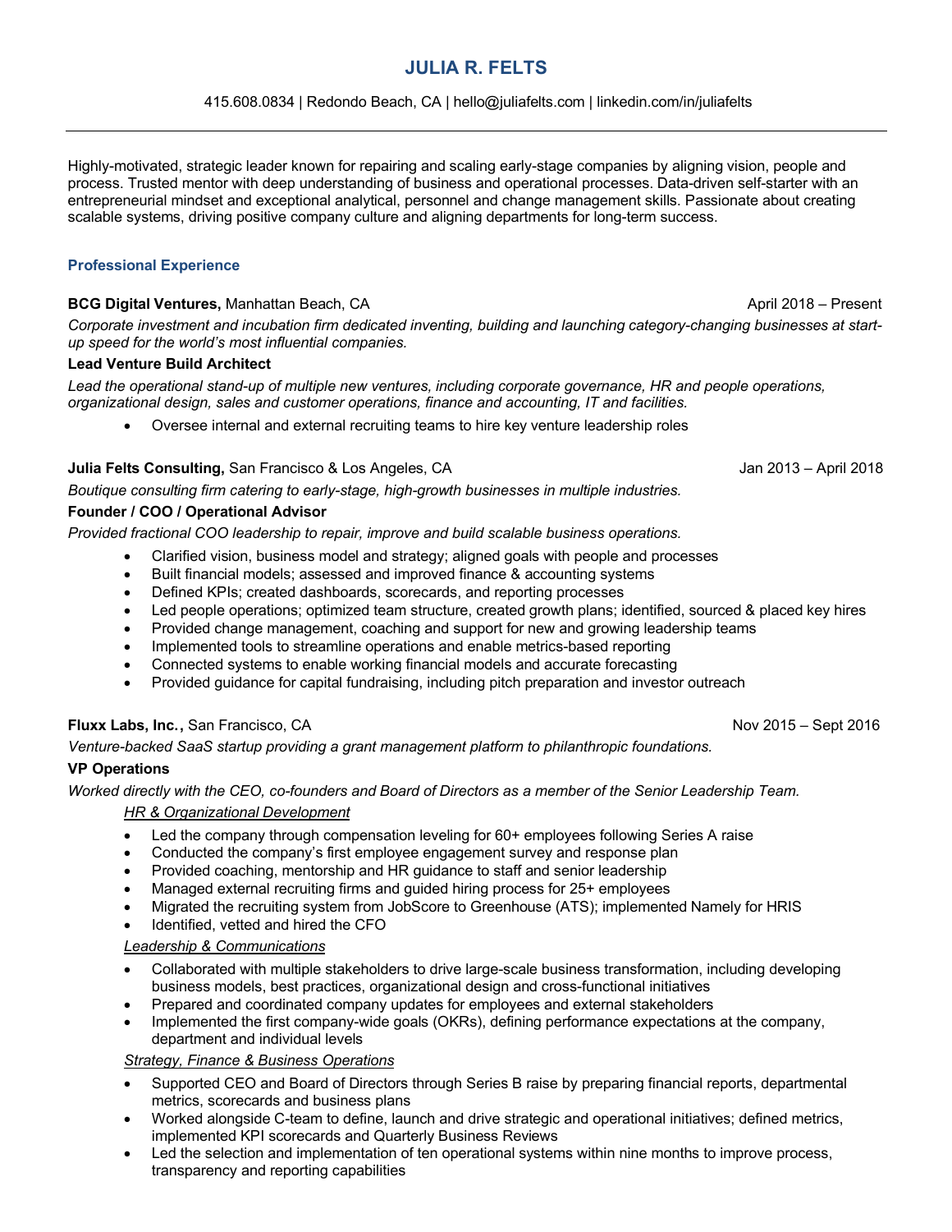# JULIA R. FELTS

415.608.0834 | Redondo Beach, CA | hello@juliafelts.com | linkedin.com/in/juliafelts

---

Highly-motivated, strategic leader known for repairing and scaling early-stage companies by aligning vision, people and process. Trusted mentor with deep understanding of business and operational processes. Data-driven self-starter with an entrepreneurial mindset and exceptional analytical, personnel and change management skills. Passionate about creating scalable systems, driving positive company culture and aligning departments for long-term success.

## Professional Experience

**BCG Digital Ventures,** Manhattan Beach, CA — April 2018 – Present

*Corporate investment and incubation firm dedicated inventing, building and launching category-changing businesses at start-up speed for the world's most influential companies.*

**Lead Venture Build Architect**

*Lead the operational stand-up of multiple new ventures, including corporate governance, HR and people operations, organizational design, sales and customer operations, finance and accounting, IT and facilities.*

- Oversee internal and external recruiting teams to hire key venture leadership roles

**Julia Felts Consulting,** San Francisco & Los Angeles, CA — Jan 2013 – April 2018

*Boutique consulting firm catering to early-stage, high-growth businesses in multiple industries.*

**Founder / COO / Operational Advisor**

*Provided fractional COO leadership to repair, improve and build scalable business operations.*

- Clarified vision, business model and strategy; aligned goals with people and processes
- Built financial models; assessed and improved finance & accounting systems
- Defined KPIs; created dashboards, scorecards, and reporting processes
- Led people operations; optimized team structure, created growth plans; identified, sourced & placed key hires
- Provided change management, coaching and support for new and growing leadership teams
- Implemented tools to streamline operations and enable metrics-based reporting
- Connected systems to enable working financial models and accurate forecasting
- Provided guidance for capital fundraising, including pitch preparation and investor outreach

**Fluxx Labs, Inc.,** San Francisco, CA — Nov 2015 – Sept 2016

*Venture-backed SaaS startup providing a grant management platform to philanthropic foundations.*

**VP Operations**

*Worked directly with the CEO, co-founders and Board of Directors as a member of the Senior Leadership Team.*

*HR & Organizational Development*

- Led the company through compensation leveling for 60+ employees following Series A raise
- Conducted the company's first employee engagement survey and response plan
- Provided coaching, mentorship and HR guidance to staff and senior leadership
- Managed external recruiting firms and guided hiring process for 25+ employees
- Migrated the recruiting system from JobScore to Greenhouse (ATS); implemented Namely for HRIS
- Identified, vetted and hired the CFO

*Leadership & Communications*

- Collaborated with multiple stakeholders to drive large-scale business transformation, including developing business models, best practices, organizational design and cross-functional initiatives
- Prepared and coordinated company updates for employees and external stakeholders
- Implemented the first company-wide goals (OKRs), defining performance expectations at the company, department and individual levels

*Strategy, Finance & Business Operations*

- Supported CEO and Board of Directors through Series B raise by preparing financial reports, departmental metrics, scorecards and business plans
- Worked alongside C-team to define, launch and drive strategic and operational initiatives; defined metrics, implemented KPI scorecards and Quarterly Business Reviews
- Led the selection and implementation of ten operational systems within nine months to improve process, transparency and reporting capabilities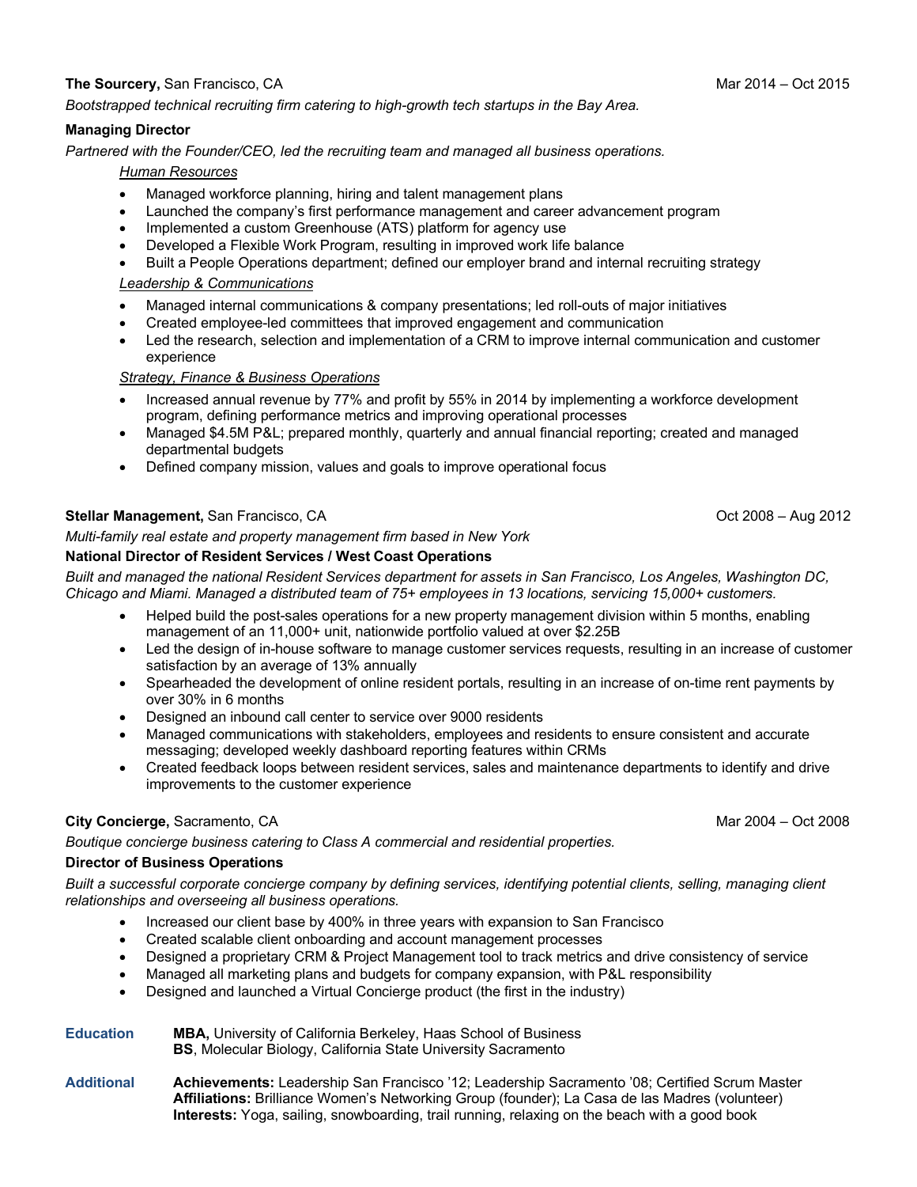**The Sourcery,** San Francisco, CA Mar 2014 – Oct 2015

*Bootstrapped technical recruiting firm catering to high-growth tech startups in the Bay Area.*

**Managing Director**

*Partnered with the Founder/CEO, led the recruiting team and managed all business operations.*

*Human Resources*

- Managed workforce planning, hiring and talent management plans
- Launched the company's first performance management and career advancement program
- Implemented a custom Greenhouse (ATS) platform for agency use
- Developed a Flexible Work Program, resulting in improved work life balance
- Built a People Operations department; defined our employer brand and internal recruiting strategy

*Leadership & Communications*

- Managed internal communications & company presentations; led roll-outs of major initiatives
- Created employee-led committees that improved engagement and communication
- Led the research, selection and implementation of a CRM to improve internal communication and customer experience

*Strategy, Finance & Business Operations*

- Increased annual revenue by 77% and profit by 55% in 2014 by implementing a workforce development program, defining performance metrics and improving operational processes
- Managed $4.5M P&L; prepared monthly, quarterly and annual financial reporting; created and managed departmental budgets
- Defined company mission, values and goals to improve operational focus

**Stellar Management,** San Francisco, CA Oct 2008 – Aug 2012

*Multi-family real estate and property management firm based in New York*

**National Director of Resident Services / West Coast Operations**

*Built and managed the national Resident Services department for assets in San Francisco, Los Angeles, Washington DC, Chicago and Miami. Managed a distributed team of 75+ employees in 13 locations, servicing 15,000+ customers.*

- Helped build the post-sales operations for a new property management division within 5 months, enabling management of an 11,000+ unit, nationwide portfolio valued at over $2.25B
- Led the design of in-house software to manage customer services requests, resulting in an increase of customer satisfaction by an average of 13% annually
- Spearheaded the development of online resident portals, resulting in an increase of on-time rent payments by over 30% in 6 months
- Designed an inbound call center to service over 9000 residents
- Managed communications with stakeholders, employees and residents to ensure consistent and accurate messaging; developed weekly dashboard reporting features within CRMs
- Created feedback loops between resident services, sales and maintenance departments to identify and drive improvements to the customer experience

**City Concierge,** Sacramento, CA Mar 2004 – Oct 2008

*Boutique concierge business catering to Class A commercial and residential properties.*

**Director of Business Operations**

*Built a successful corporate concierge company by defining services, identifying potential clients, selling, managing client relationships and overseeing all business operations.*

- Increased our client base by 400% in three years with expansion to San Francisco
- Created scalable client onboarding and account management processes
- Designed a proprietary CRM & Project Management tool to track metrics and drive consistency of service
- Managed all marketing plans and budgets for company expansion, with P&L responsibility
- Designed and launched a Virtual Concierge product (the first in the industry)

## Education

**MBA,** University of California Berkeley, Haas School of Business
**BS**, Molecular Biology, California State University Sacramento

## Additional

**Achievements:** Leadership San Francisco '12; Leadership Sacramento '08; Certified Scrum Master
**Affiliations:** Brilliance Women's Networking Group (founder); La Casa de las Madres (volunteer)
**Interests:** Yoga, sailing, snowboarding, trail running, relaxing on the beach with a good book